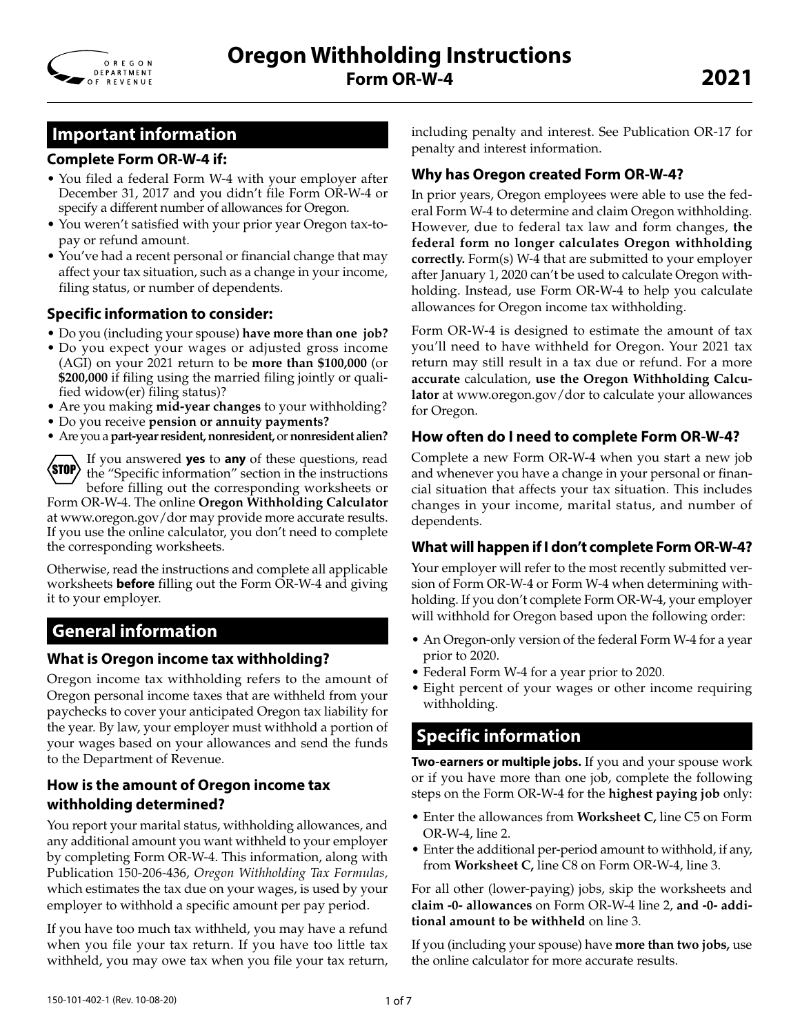# Oregon Withholding Instructions

## Form OR-W-4

**2021**

## Important information

### Complete Form OR-W-4 if:

- You filed a federal Form W-4 with your employer after December 31, 2017 and you didn't file Form OR-W-4 or specify a different number of allowances for Oregon.
- You weren't satisfied with your prior year Oregon tax-to-pay or refund amount.
- You've had a recent personal or financial change that may affect your tax situation, such as a change in your income, filing status, or number of dependents.

### Specific information to consider:

- Do you (including your spouse) **have more than one job?**
- Do you expect your wages or adjusted gross income (AGI) on your 2021 return to be **more than $100,000** (or **$200,000** if filing using the married filing jointly or qualified widow(er) filing status)?
- Are you making **mid-year changes** to your withholding?
- Do you receive **pension or annuity payments?**
- Are you a **part-year resident, nonresident,** or **nonresident alien?**

STOP If you answered **yes** to **any** of these questions, read the "Specific information" section in the instructions before filling out the corresponding worksheets or Form OR-W-4. The online **Oregon Withholding Calculator** at www.oregon.gov/dor may provide more accurate results. If you use the online calculator, you don't need to complete the corresponding worksheets.

Otherwise, read the instructions and complete all applicable worksheets **before** filling out the Form OR-W-4 and giving it to your employer.

## General information

### What is Oregon income tax withholding?

Oregon income tax withholding refers to the amount of Oregon personal income taxes that are withheld from your paychecks to cover your anticipated Oregon tax liability for the year. By law, your employer must withhold a portion of your wages based on your allowances and send the funds to the Department of Revenue.

### How is the amount of Oregon income tax withholding determined?

You report your marital status, withholding allowances, and any additional amount you want withheld to your employer by completing Form OR-W-4. This information, along with Publication 150-206-436, *Oregon Withholding Tax Formulas,* which estimates the tax due on your wages, is used by your employer to withhold a specific amount per pay period.

If you have too much tax withheld, you may have a refund when you file your tax return. If you have too little tax withheld, you may owe tax when you file your tax return, including penalty and interest. See Publication OR-17 for penalty and interest information.

### Why has Oregon created Form OR-W-4?

In prior years, Oregon employees were able to use the federal Form W-4 to determine and claim Oregon withholding. However, due to federal tax law and form changes, **the federal form no longer calculates Oregon withholding correctly.** Form(s) W-4 that are submitted to your employer after January 1, 2020 can't be used to calculate Oregon withholding. Instead, use Form OR-W-4 to help you calculate allowances for Oregon income tax withholding.

Form OR-W-4 is designed to estimate the amount of tax you'll need to have withheld for Oregon. Your 2021 tax return may still result in a tax due or refund. For a more **accurate** calculation, **use the Oregon Withholding Calculator** at www.oregon.gov/dor to calculate your allowances for Oregon.

### How often do I need to complete Form OR-W-4?

Complete a new Form OR-W-4 when you start a new job and whenever you have a change in your personal or financial situation that affects your tax situation. This includes changes in your income, marital status, and number of dependents.

### What will happen if I don't complete Form OR-W-4?

Your employer will refer to the most recently submitted version of Form OR-W-4 or Form W-4 when determining withholding. If you don't complete Form OR-W-4, your employer will withhold for Oregon based upon the following order:

- An Oregon-only version of the federal Form W-4 for a year prior to 2020.
- Federal Form W-4 for a year prior to 2020.
- Eight percent of your wages or other income requiring withholding.

## Specific information

**Two-earners or multiple jobs.** If you and your spouse work or if you have more than one job, complete the following steps on the Form OR-W-4 for the **highest paying job** only:

- Enter the allowances from **Worksheet C,** line C5 on Form OR-W-4, line 2.
- Enter the additional per-period amount to withhold, if any, from **Worksheet C,** line C8 on Form OR-W-4, line 3.

For all other (lower-paying) jobs, skip the worksheets and **claim -0- allowances** on Form OR-W-4 line 2, **and -0- additional amount to be withheld** on line 3.

If you (including your spouse) have **more than two jobs,** use the online calculator for more accurate results.

150-101-402-1 (Rev. 10-08-20)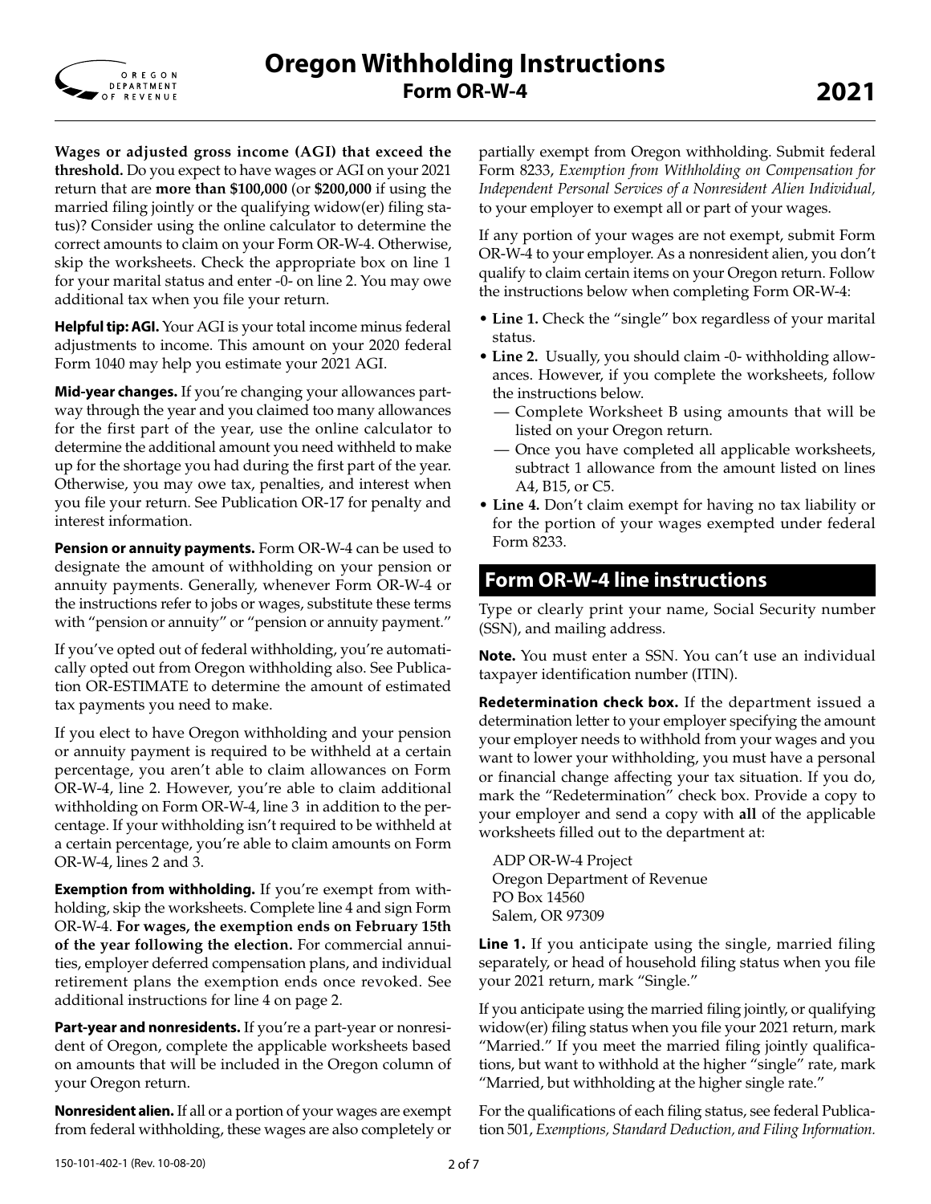**Wages or adjusted gross income (AGI) that exceed the threshold.** Do you expect to have wages or AGI on your 2021 return that are **more than $100,000** (or **$200,000** if using the married filing jointly or the qualifying widow(er) filing status)? Consider using the online calculator to determine the correct amounts to claim on your Form OR-W-4. Otherwise, skip the worksheets. Check the appropriate box on line 1 for your marital status and enter -0- on line 2. You may owe additional tax when you file your return.

**Helpful tip: AGI.** Your AGI is your total income minus federal adjustments to income. This amount on your 2020 federal Form 1040 may help you estimate your 2021 AGI.

**Mid-year changes.** If you're changing your allowances partway through the year and you claimed too many allowances for the first part of the year, use the online calculator to determine the additional amount you need withheld to make up for the shortage you had during the first part of the year. Otherwise, you may owe tax, penalties, and interest when you file your return. See Publication OR-17 for penalty and interest information.

**Pension or annuity payments.** Form OR-W-4 can be used to designate the amount of withholding on your pension or annuity payments. Generally, whenever Form OR-W-4 or the instructions refer to jobs or wages, substitute these terms with "pension or annuity" or "pension or annuity payment."

If you've opted out of federal withholding, you're automatically opted out from Oregon withholding also. See Publication OR-ESTIMATE to determine the amount of estimated tax payments you need to make.

If you elect to have Oregon withholding and your pension or annuity payment is required to be withheld at a certain percentage, you aren't able to claim allowances on Form OR-W-4, line 2. However, you're able to claim additional withholding on Form OR-W-4, line 3 in addition to the percentage. If your withholding isn't required to be withheld at a certain percentage, you're able to claim amounts on Form OR-W-4, lines 2 and 3.

**Exemption from withholding.** If you're exempt from withholding, skip the worksheets. Complete line 4 and sign Form OR-W-4. **For wages, the exemption ends on February 15th of the year following the election.** For commercial annuities, employer deferred compensation plans, and individual retirement plans the exemption ends once revoked. See additional instructions for line 4 on page 2.

**Part-year and nonresidents.** If you're a part-year or nonresident of Oregon, complete the applicable worksheets based on amounts that will be included in the Oregon column of your Oregon return.

**Nonresident alien.** If all or a portion of your wages are exempt from federal withholding, these wages are also completely or partially exempt from Oregon withholding. Submit federal Form 8233, *Exemption from Withholding on Compensation for Independent Personal Services of a Nonresident Alien Individual,* to your employer to exempt all or part of your wages.

If any portion of your wages are not exempt, submit Form OR-W-4 to your employer. As a nonresident alien, you don't qualify to claim certain items on your Oregon return. Follow the instructions below when completing Form OR-W-4:

- **Line 1.** Check the "single" box regardless of your marital status.
- **Line 2.** Usually, you should claim -0- withholding allowances. However, if you complete the worksheets, follow the instructions below.
  - — Complete Worksheet B using amounts that will be listed on your Oregon return.
  - — Once you have completed all applicable worksheets, subtract 1 allowance from the amount listed on lines A4, B15, or C5.
- **Line 4.** Don't claim exempt for having no tax liability or for the portion of your wages exempted under federal Form 8233.

## Form OR-W-4 line instructions

Type or clearly print your name, Social Security number (SSN), and mailing address.

**Note.** You must enter a SSN. You can't use an individual taxpayer identification number (ITIN).

**Redetermination check box.** If the department issued a determination letter to your employer specifying the amount your employer needs to withhold from your wages and you want to lower your withholding, you must have a personal or financial change affecting your tax situation. If you do, mark the "Redetermination" check box. Provide a copy to your employer and send a copy with **all** of the applicable worksheets filled out to the department at:

ADP OR-W-4 Project
Oregon Department of Revenue
PO Box 14560
Salem, OR 97309

**Line 1.** If you anticipate using the single, married filing separately, or head of household filing status when you file your 2021 return, mark "Single."

If you anticipate using the married filing jointly, or qualifying widow(er) filing status when you file your 2021 return, mark "Married." If you meet the married filing jointly qualifications, but want to withhold at the higher "single" rate, mark "Married, but withholding at the higher single rate."

For the qualifications of each filing status, see federal Publication 501, *Exemptions, Standard Deduction, and Filing Information.*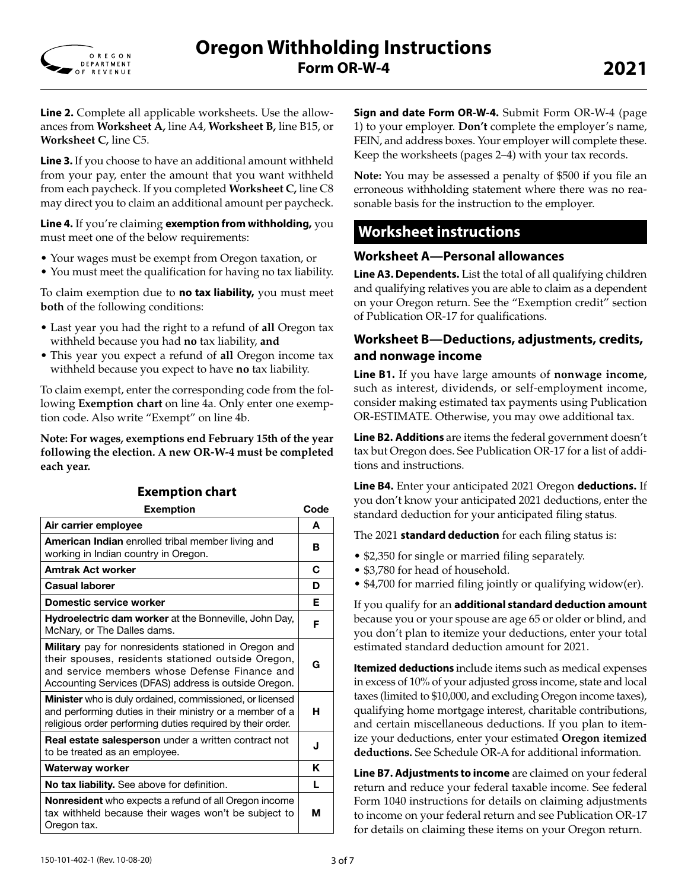# Oregon Withholding Instructions

## Form OR-W-4

**2021**

**Line 2.** Complete all applicable worksheets. Use the allowances from **Worksheet A,** line A4, **Worksheet B,** line B15, or **Worksheet C,** line C5.

**Line 3.** If you choose to have an additional amount withheld from your pay, enter the amount that you want withheld from each paycheck. If you completed **Worksheet C,** line C8 may direct you to claim an additional amount per paycheck.

**Line 4.** If you're claiming **exemption from withholding,** you must meet one of the below requirements:

- Your wages must be exempt from Oregon taxation, or
- You must meet the qualification for having no tax liability.

To claim exemption due to **no tax liability,** you must meet **both** of the following conditions:

- Last year you had the right to a refund of **all** Oregon tax withheld because you had **no** tax liability, **and**
- This year you expect a refund of **all** Oregon income tax withheld because you expect to have **no** tax liability.

To claim exempt, enter the corresponding code from the following **Exemption chart** on line 4a. Only enter one exemption code. Also write "Exempt" on line 4b.

**Note: For wages, exemptions end February 15th of the year following the election. A new OR-W-4 must be completed each year.**

### Exemption chart

| Exemption | Code |
|---|---|
| **Air carrier employee** | A |
| **American Indian** enrolled tribal member living and working in Indian country in Oregon. | B |
| **Amtrak Act worker** | C |
| **Casual laborer** | D |
| **Domestic service worker** | E |
| **Hydroelectric dam worker** at the Bonneville, John Day, McNary, or The Dalles dams. | F |
| **Military** pay for nonresidents stationed in Oregon and their spouses, residents stationed outside Oregon, and service members whose Defense Finance and Accounting Services (DFAS) address is outside Oregon. | G |
| **Minister** who is duly ordained, commissioned, or licensed and performing duties in their ministry or a member of a religious order performing duties required by their order. | H |
| **Real estate salesperson** under a written contract not to be treated as an employee. | J |
| **Waterway worker** | K |
| **No tax liability.** See above for definition. | L |
| **Nonresident** who expects a refund of all Oregon income tax withheld because their wages won't be subject to Oregon tax. | M |

**Sign and date Form OR-W-4.** Submit Form OR-W-4 (page 1) to your employer. **Don't** complete the employer's name, FEIN, and address boxes. Your employer will complete these. Keep the worksheets (pages 2–4) with your tax records.

**Note:** You may be assessed a penalty of $500 if you file an erroneous withholding statement where there was no reasonable basis for the instruction to the employer.

## Worksheet instructions

### Worksheet A—Personal allowances

**Line A3. Dependents.** List the total of all qualifying children and qualifying relatives you are able to claim as a dependent on your Oregon return. See the "Exemption credit" section of Publication OR-17 for qualifications.

### Worksheet B—Deductions, adjustments, credits, and nonwage income

**Line B1.** If you have large amounts of **nonwage income,** such as interest, dividends, or self-employment income, consider making estimated tax payments using Publication OR-ESTIMATE. Otherwise, you may owe additional tax.

**Line B2. Additions** are items the federal government doesn't tax but Oregon does. See Publication OR-17 for a list of additions and instructions.

**Line B4.** Enter your anticipated 2021 Oregon **deductions.** If you don't know your anticipated 2021 deductions, enter the standard deduction for your anticipated filing status.

The 2021 **standard deduction** for each filing status is:

- $2,350 for single or married filing separately.
- $3,780 for head of household.
- $4,700 for married filing jointly or qualifying widow(er).

If you qualify for an **additional standard deduction amount** because you or your spouse are age 65 or older or blind, and you don't plan to itemize your deductions, enter your total estimated standard deduction amount for 2021.

**Itemized deductions** include items such as medical expenses in excess of 10% of your adjusted gross income, state and local taxes (limited to $10,000, and excluding Oregon income taxes), qualifying home mortgage interest, charitable contributions, and certain miscellaneous deductions. If you plan to itemize your deductions, enter your estimated **Oregon itemized deductions.** See Schedule OR-A for additional information.

**Line B7. Adjustments to income** are claimed on your federal return and reduce your federal taxable income. See federal Form 1040 instructions for details on claiming adjustments to income on your federal return and see Publication OR-17 for details on claiming these items on your Oregon return.

150-101-402-1 (Rev. 10-08-20)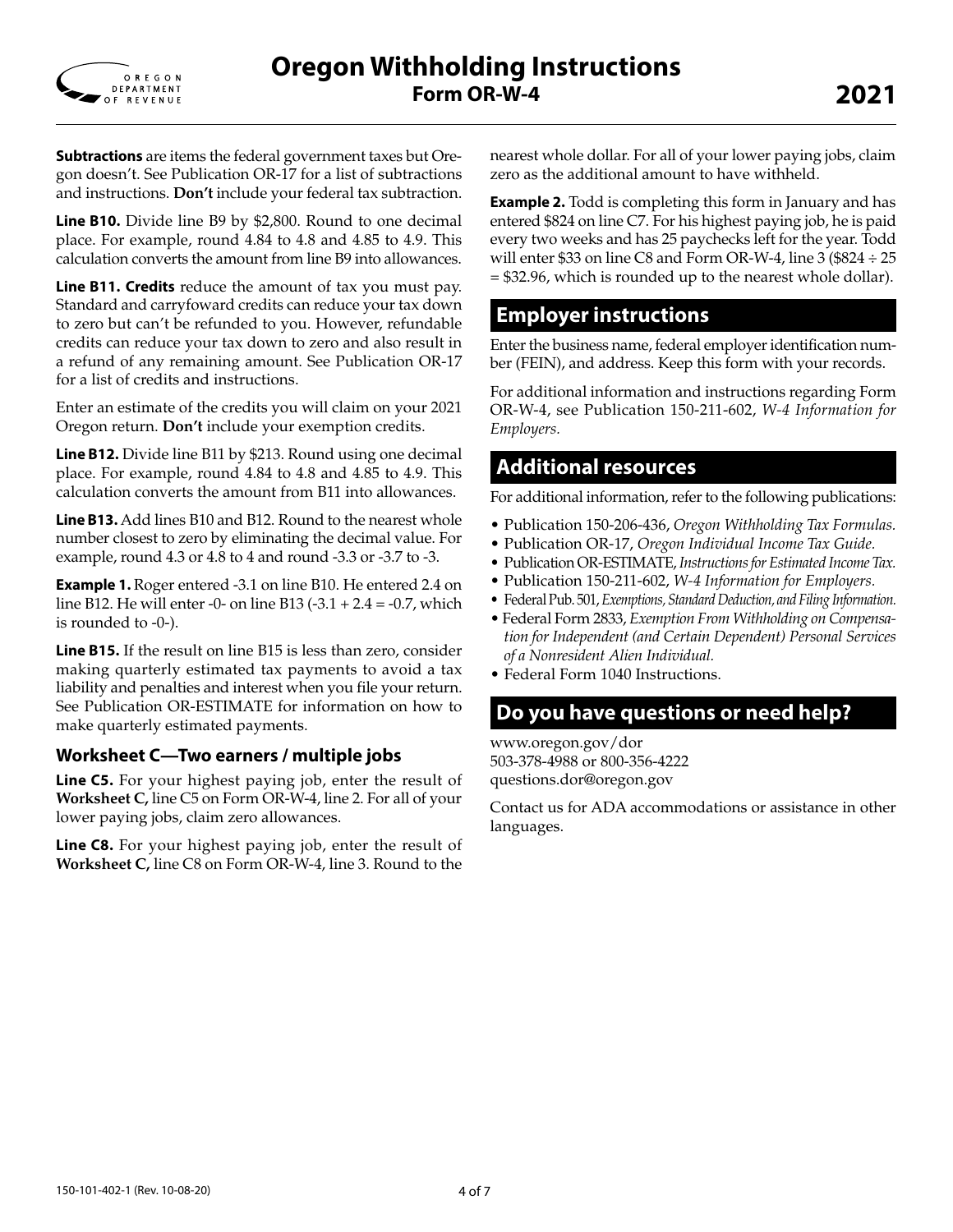**Subtractions** are items the federal government taxes but Oregon doesn't. See Publication OR-17 for a list of subtractions and instructions. **Don't** include your federal tax subtraction.

**Line B10.** Divide line B9 by $2,800. Round to one decimal place. For example, round 4.84 to 4.8 and 4.85 to 4.9. This calculation converts the amount from line B9 into allowances.

**Line B11. Credits** reduce the amount of tax you must pay. Standard and carryfoward credits can reduce your tax down to zero but can't be refunded to you. However, refundable credits can reduce your tax down to zero and also result in a refund of any remaining amount. See Publication OR-17 for a list of credits and instructions.

Enter an estimate of the credits you will claim on your 2021 Oregon return. **Don't** include your exemption credits.

**Line B12.** Divide line B11 by $213. Round using one decimal place. For example, round 4.84 to 4.8 and 4.85 to 4.9. This calculation converts the amount from B11 into allowances.

**Line B13.** Add lines B10 and B12. Round to the nearest whole number closest to zero by eliminating the decimal value. For example, round 4.3 or 4.8 to 4 and round -3.3 or -3.7 to -3.

**Example 1.** Roger entered -3.1 on line B10. He entered 2.4 on line B12. He will enter -0- on line B13 (-3.1 + 2.4 = -0.7, which is rounded to -0-).

**Line B15.** If the result on line B15 is less than zero, consider making quarterly estimated tax payments to avoid a tax liability and penalties and interest when you file your return. See Publication OR-ESTIMATE for information on how to make quarterly estimated payments.

### Worksheet C—Two earners / multiple jobs

**Line C5.** For your highest paying job, enter the result of **Worksheet C,** line C5 on Form OR-W-4, line 2. For all of your lower paying jobs, claim zero allowances.

**Line C8.** For your highest paying job, enter the result of **Worksheet C,** line C8 on Form OR-W-4, line 3. Round to the nearest whole dollar. For all of your lower paying jobs, claim zero as the additional amount to have withheld.

**Example 2.** Todd is completing this form in January and has entered $824 on line C7. For his highest paying job, he is paid every two weeks and has 25 paychecks left for the year. Todd will enter $33 on line C8 and Form OR-W-4, line 3 ($824 ÷ 25 = $32.96, which is rounded up to the nearest whole dollar).

## Employer instructions

Enter the business name, federal employer identification number (FEIN), and address. Keep this form with your records.

For additional information and instructions regarding Form OR-W-4, see Publication 150-211-602, *W-4 Information for Employers.*

## Additional resources

For additional information, refer to the following publications:

- Publication 150-206-436, *Oregon Withholding Tax Formulas.*
- Publication OR-17, *Oregon Individual Income Tax Guide.*
- Publication OR-ESTIMATE, *Instructions for Estimated Income Tax.*
- Publication 150-211-602, *W-4 Information for Employers.*
- Federal Pub. 501, *Exemptions, Standard Deduction, and Filing Information.*
- Federal Form 2833, *Exemption From Withholding on Compensation for Independent (and Certain Dependent) Personal Services of a Nonresident Alien Individual.*
- Federal Form 1040 Instructions.

## Do you have questions or need help?

www.oregon.gov/dor
503-378-4988 or 800-356-4222
questions.dor@oregon.gov

Contact us for ADA accommodations or assistance in other languages.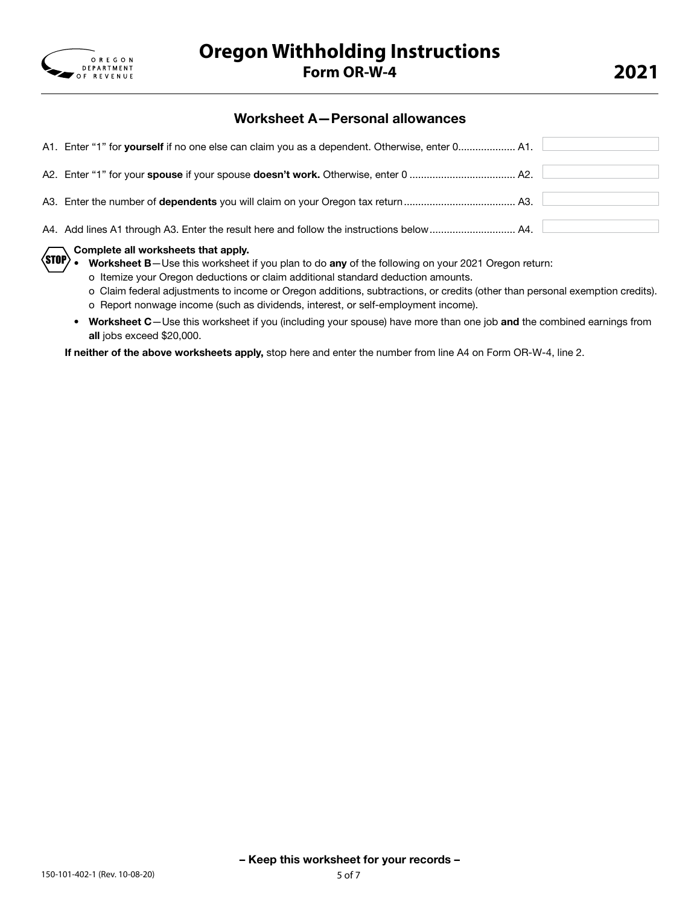# Oregon Withholding Instructions

## Form OR-W-4

**2021**

### Worksheet A—Personal allowances

A1. Enter "1" for **yourself** if no one else can claim you as a dependent. Otherwise, enter 0.................... A1. \_\_\_\_\_\_\_\_

A2. Enter "1" for your **spouse** if your spouse **doesn't work.** Otherwise, enter 0 .................................... A2. \_\_\_\_\_\_\_\_

A3. Enter the number of **dependents** you will claim on your Oregon tax return...................................... A3. \_\_\_\_\_\_\_\_

A4. Add lines A1 through A3. Enter the result here and follow the instructions below............................. A4. \_\_\_\_\_\_\_\_

STOP **Complete all worksheets that apply.**

- **Worksheet B**—Use this worksheet if you plan to do **any** of the following on your 2021 Oregon return:
  - o Itemize your Oregon deductions or claim additional standard deduction amounts.
  - o Claim federal adjustments to income or Oregon additions, subtractions, or credits (other than personal exemption credits).
  - o Report nonwage income (such as dividends, interest, or self-employment income).
- **Worksheet C**—Use this worksheet if you (including your spouse) have more than one job **and** the combined earnings from **all** jobs exceed $20,000.

**If neither of the above worksheets apply,** stop here and enter the number from line A4 on Form OR-W-4, line 2.

**– Keep this worksheet for your records –**

150-101-402-1 (Rev. 10-08-20)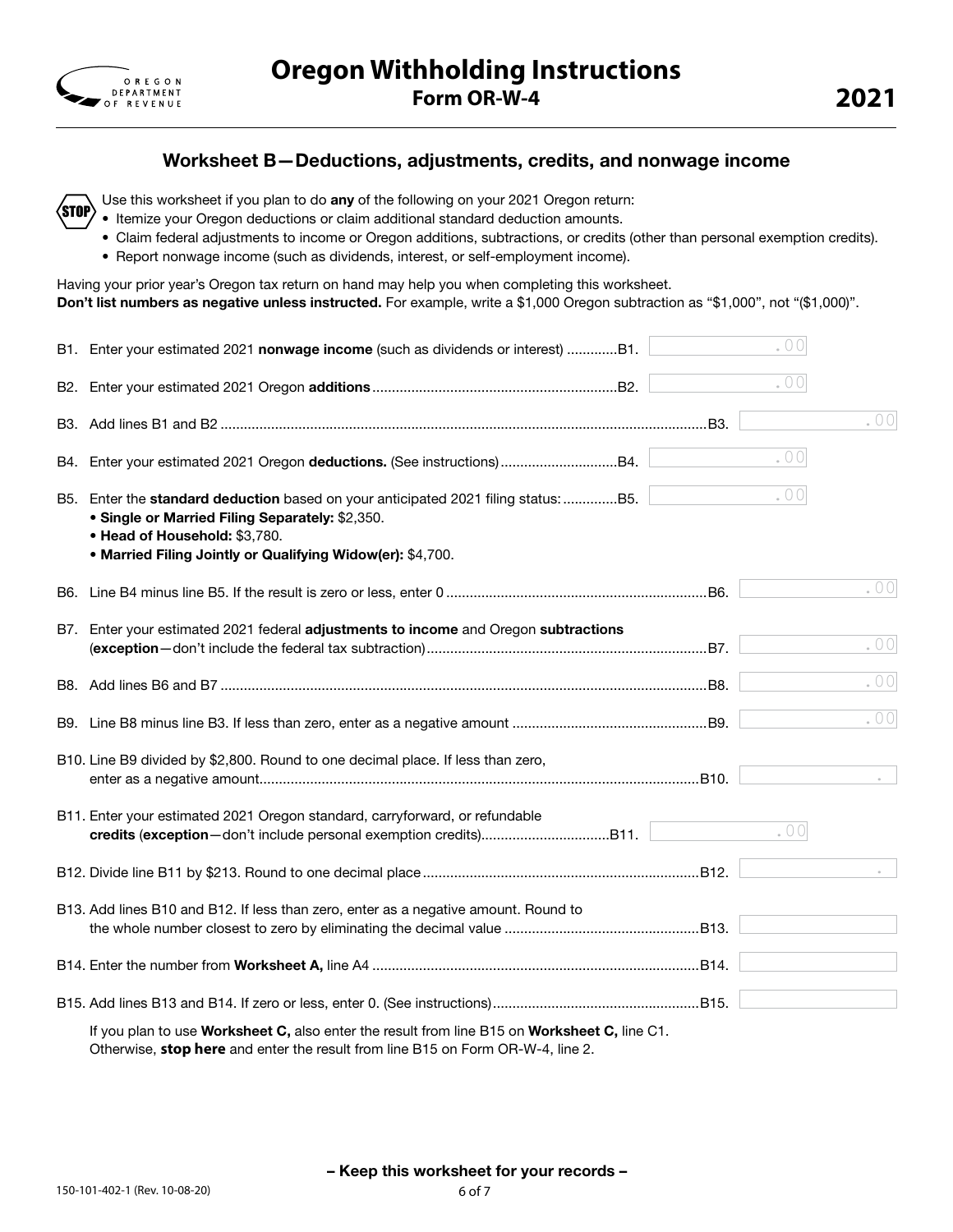# Oregon Withholding Instructions

## Form OR-W-4

**2021**

### Worksheet B—Deductions, adjustments, credits, and nonwage income

STOP Use this worksheet if you plan to do **any** of the following on your 2021 Oregon return:

- Itemize your Oregon deductions or claim additional standard deduction amounts.
- Claim federal adjustments to income or Oregon additions, subtractions, or credits (other than personal exemption credits).
- Report nonwage income (such as dividends, interest, or self-employment income).

Having your prior year's Oregon tax return on hand may help you when completing this worksheet.
**Don't list numbers as negative unless instructed.** For example, write a $1,000 Oregon subtraction as "$1,000", not "($1,000)".

B1. Enter your estimated 2021 **nonwage income** (such as dividends or interest) .............B1. .00

B2. Enter your estimated 2021 Oregon **additions** .............B2. .00

B3. Add lines B1 and B2 .............B3. .00

B4. Enter your estimated 2021 Oregon **deductions.** (See instructions) .............B4. .00

B5. Enter the **standard deduction** based on your anticipated 2021 filing status: .............B5. .00

- **Single or Married Filing Separately:** $2,350.
- **Head of Household:** $3,780.
- **Married Filing Jointly or Qualifying Widow(er):** $4,700.

B6. Line B4 minus line B5. If the result is zero or less, enter 0 .............B6. .00

B7. Enter your estimated 2021 federal **adjustments to income** and Oregon **subtractions** (**exception**—don't include the federal tax subtraction) .............B7. .00

B8. Add lines B6 and B7 .............B8. .00

B9. Line B8 minus line B3. If less than zero, enter as a negative amount .............B9. .00

B10. Line B9 divided by $2,800. Round to one decimal place. If less than zero, enter as a negative amount .............B10. .

B11. Enter your estimated 2021 Oregon standard, carryforward, or refundable **credits** (**exception**—don't include personal exemption credits) .............B11. .00

B12. Divide line B11 by $213. Round to one decimal place .............B12. .

B13. Add lines B10 and B12. If less than zero, enter as a negative amount. Round to the whole number closest to zero by eliminating the decimal value .............B13.

B14. Enter the number from **Worksheet A,** line A4 .............B14.

B15. Add lines B13 and B14. If zero or less, enter 0. (See instructions) .............B15.

If you plan to use **Worksheet C,** also enter the result from line B15 on **Worksheet C,** line C1.
Otherwise, **stop here** and enter the result from line B15 on Form OR-W-4, line 2.

**– Keep this worksheet for your records –**

150-101-402-1 (Rev. 10-08-20)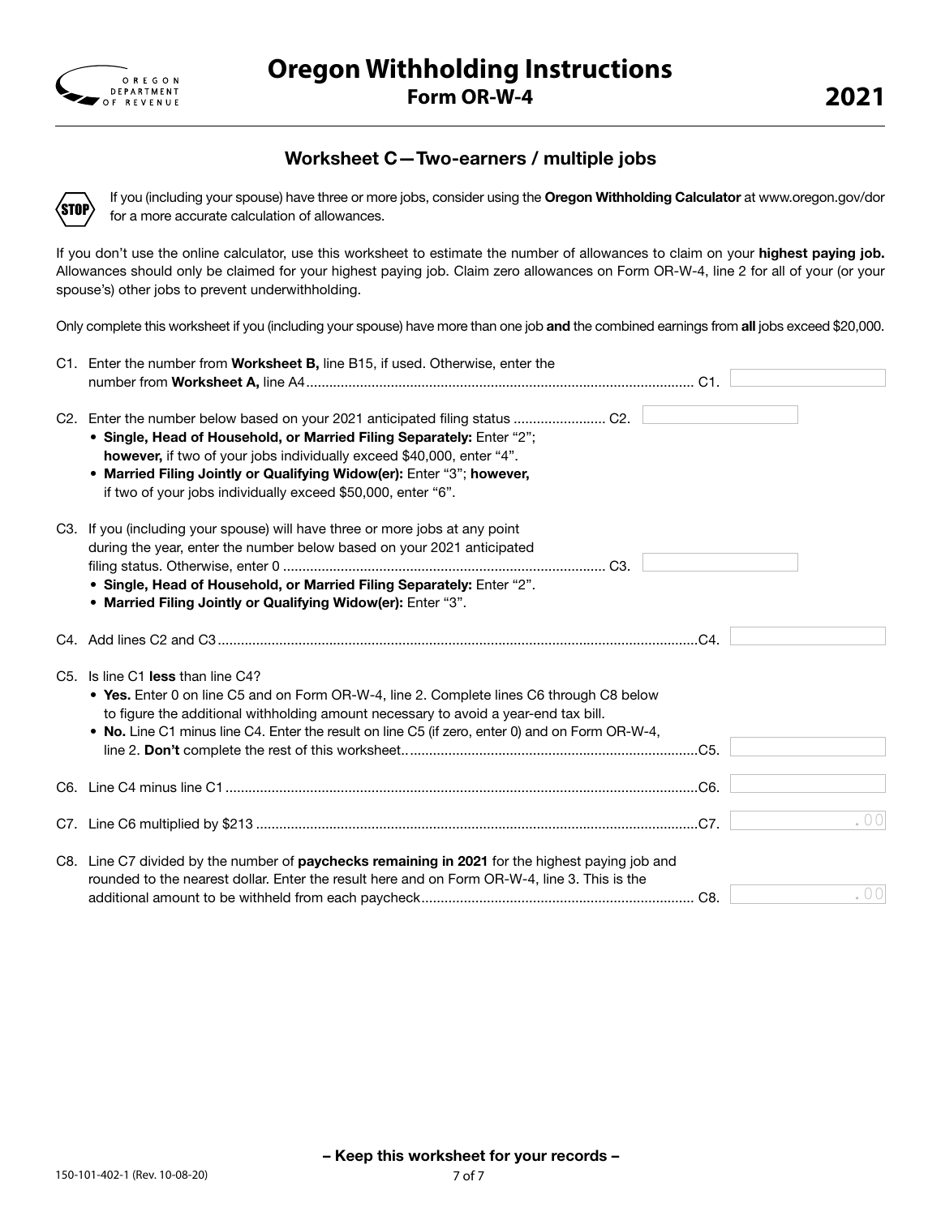# Oregon Withholding Instructions
## Form OR-W-4

**2021**

### Worksheet C—Two-earners / multiple jobs

STOP If you (including your spouse) have three or more jobs, consider using the **Oregon Withholding Calculator** at www.oregon.gov/dor for a more accurate calculation of allowances.

If you don't use the online calculator, use this worksheet to estimate the number of allowances to claim on your **highest paying job.** Allowances should only be claimed for your highest paying job. Claim zero allowances on Form OR-W-4, line 2 for all of your (or your spouse's) other jobs to prevent underwithholding.

Only complete this worksheet if you (including your spouse) have more than one job **and** the combined earnings from **all** jobs exceed $20,000.

C1. Enter the number from **Worksheet B,** line B15, if used. Otherwise, enter the number from **Worksheet A,** line A4 .......... C1. ______

C2. Enter the number below based on your 2021 anticipated filing status .......... C2. ______

- **Single, Head of Household, or Married Filing Separately:** Enter "2"; **however,** if two of your jobs individually exceed $40,000, enter "4".
- **Married Filing Jointly or Qualifying Widow(er):** Enter "3"; **however,** if two of your jobs individually exceed $50,000, enter "6".

C3. If you (including your spouse) will have three or more jobs at any point during the year, enter the number below based on your 2021 anticipated filing status. Otherwise, enter 0 .......... C3. ______

- **Single, Head of Household, or Married Filing Separately:** Enter "2".
- **Married Filing Jointly or Qualifying Widow(er):** Enter "3".

C4. Add lines C2 and C3 .......... C4. ______

C5. Is line C1 **less** than line C4?

- **Yes.** Enter 0 on line C5 and on Form OR-W-4, line 2. Complete lines C6 through C8 below to figure the additional withholding amount necessary to avoid a year-end tax bill.
- **No.** Line C1 minus line C4. Enter the result on line C5 (if zero, enter 0) and on Form OR-W-4, line 2. **Don't** complete the rest of this worksheet.......... C5. ______

C6. Line C4 minus line C1 .......... C6. ______

C7. Line C6 multiplied by $213 .......... C7. ______.00

C8. Line C7 divided by the number of **paychecks remaining in 2021** for the highest paying job and rounded to the nearest dollar. Enter the result here and on Form OR-W-4, line 3. This is the additional amount to be withheld from each paycheck .......... C8. ______.00

**– Keep this worksheet for your records –**

150-101-402-1 (Rev. 10-08-20)